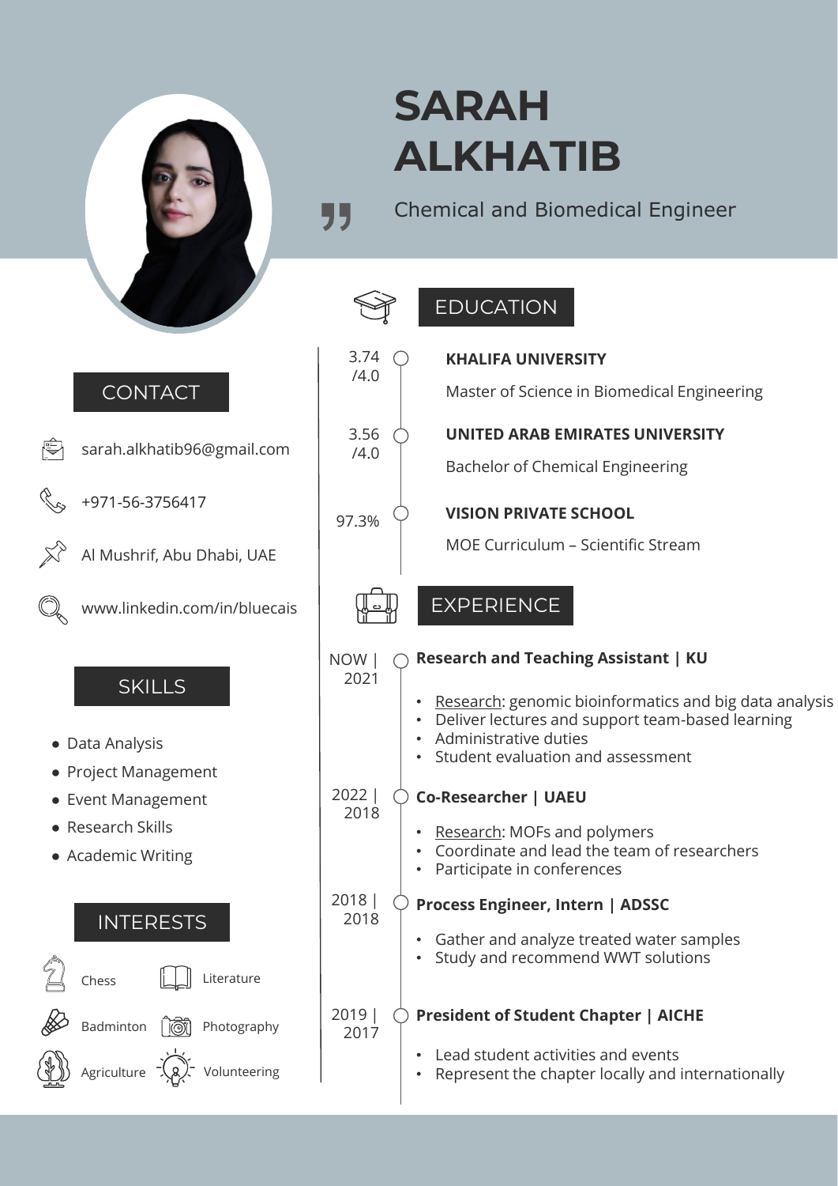# SARAH ALKHATIB

Chemical and Biomedical Engineer

## CONTACT

- sarah.alkhatib96@gmail.com
- +971-56-3756417
- Al Mushrif, Abu Dhabi, UAE
- www.linkedin.com/in/bluecais

## SKILLS

- Data Analysis
- Project Management
- Event Management
- Research Skills
- Academic Writing

## INTERESTS

Chess, Literature, Badminton, Photography, Agriculture, Volunteering

## EDUCATION

3.74 /4.0 — **KHALIFA UNIVERSITY**
Master of Science in Biomedical Engineering

3.56 /4.0 — **UNITED ARAB EMIRATES UNIVERSITY**
Bachelor of Chemical Engineering

97.3% — **VISION PRIVATE SCHOOL**
MOE Curriculum – Scientific Stream

## EXPERIENCE

NOW | 2021 — **Research and Teaching Assistant | KU**

- Research: genomic bioinformatics and big data analysis
- Deliver lectures and support team-based learning
- Administrative duties
- Student evaluation and assessment

2022 | 2018 — **Co-Researcher | UAEU**

- Research: MOFs and polymers
- Coordinate and lead the team of researchers
- Participate in conferences

2018 | 2018 — **Process Engineer, Intern | ADSSC**

- Gather and analyze treated water samples
- Study and recommend WWT solutions

2019 | 2017 — **President of Student Chapter | AICHE**

- Lead student activities and events
- Represent the chapter locally and internationally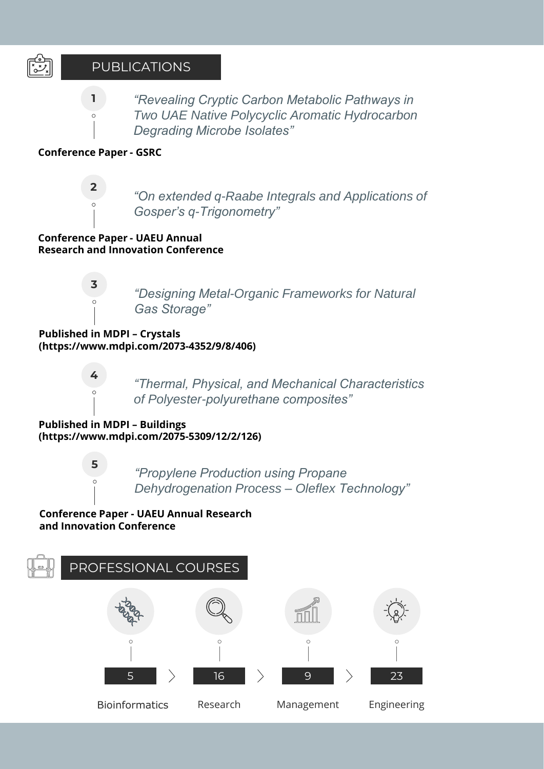## PUBLICATIONS

1. *"Revealing Cryptic Carbon Metabolic Pathways in Two UAE Native Polycyclic Aromatic Hydrocarbon Degrading Microbe Isolates"*

**Conference Paper - GSRC**

2. *"On extended q-Raabe Integrals and Applications of Gosper's q-Trigonometry"*

**Conference Paper - UAEU Annual Research and Innovation Conference**

3. *"Designing Metal-Organic Frameworks for Natural Gas Storage"*

**Published in MDPI – Crystals (https://www.mdpi.com/2073-4352/9/8/406)**

4. *"Thermal, Physical, and Mechanical Characteristics of Polyester-polyurethane composites"*

**Published in MDPI – Buildings (https://www.mdpi.com/2075-5309/12/2/126)**

5. *"Propylene Production using Propane Dehydrogenation Process – Oleflex Technology"*

**Conference Paper - UAEU Annual Research and Innovation Conference**

## PROFESSIONAL COURSES

5 Bioinformatics

16 Research

9 Management

23 Engineering